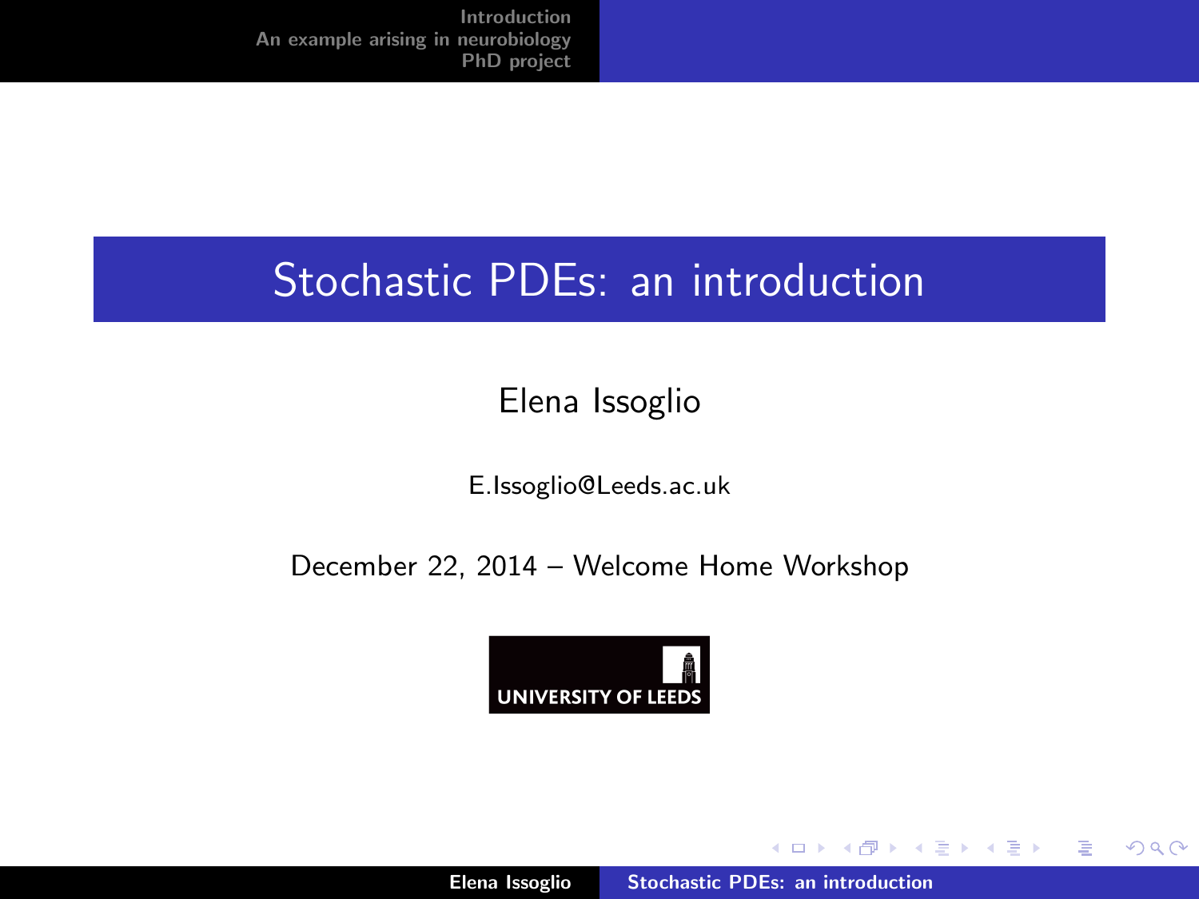# Stochastic PDEs: an introduction

Elena Issoglio

E.Issoglio@Leeds.ac.uk

December 22, 2014 – Welcome Home Workshop

UNIVERSITY OF LEEDS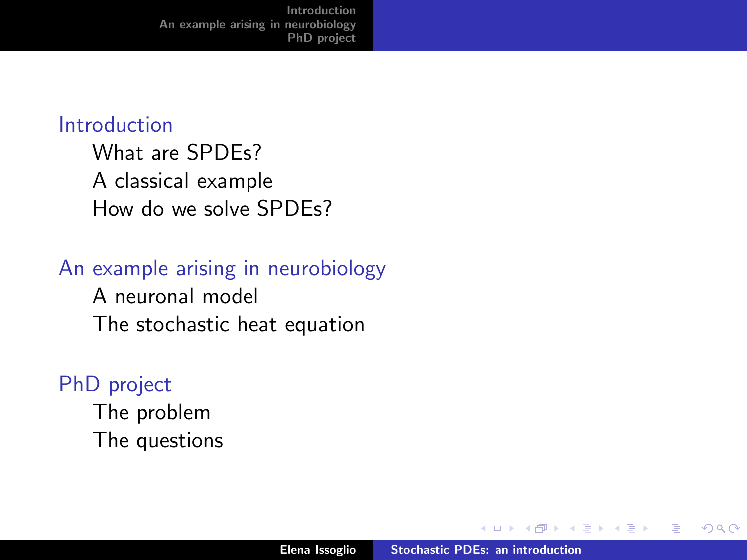## Introduction

- What are SPDEs?
- A classical example
- How do we solve SPDEs?

## An example arising in neurobiology

- A neuronal model
- The stochastic heat equation

## PhD project

- The problem
- The questions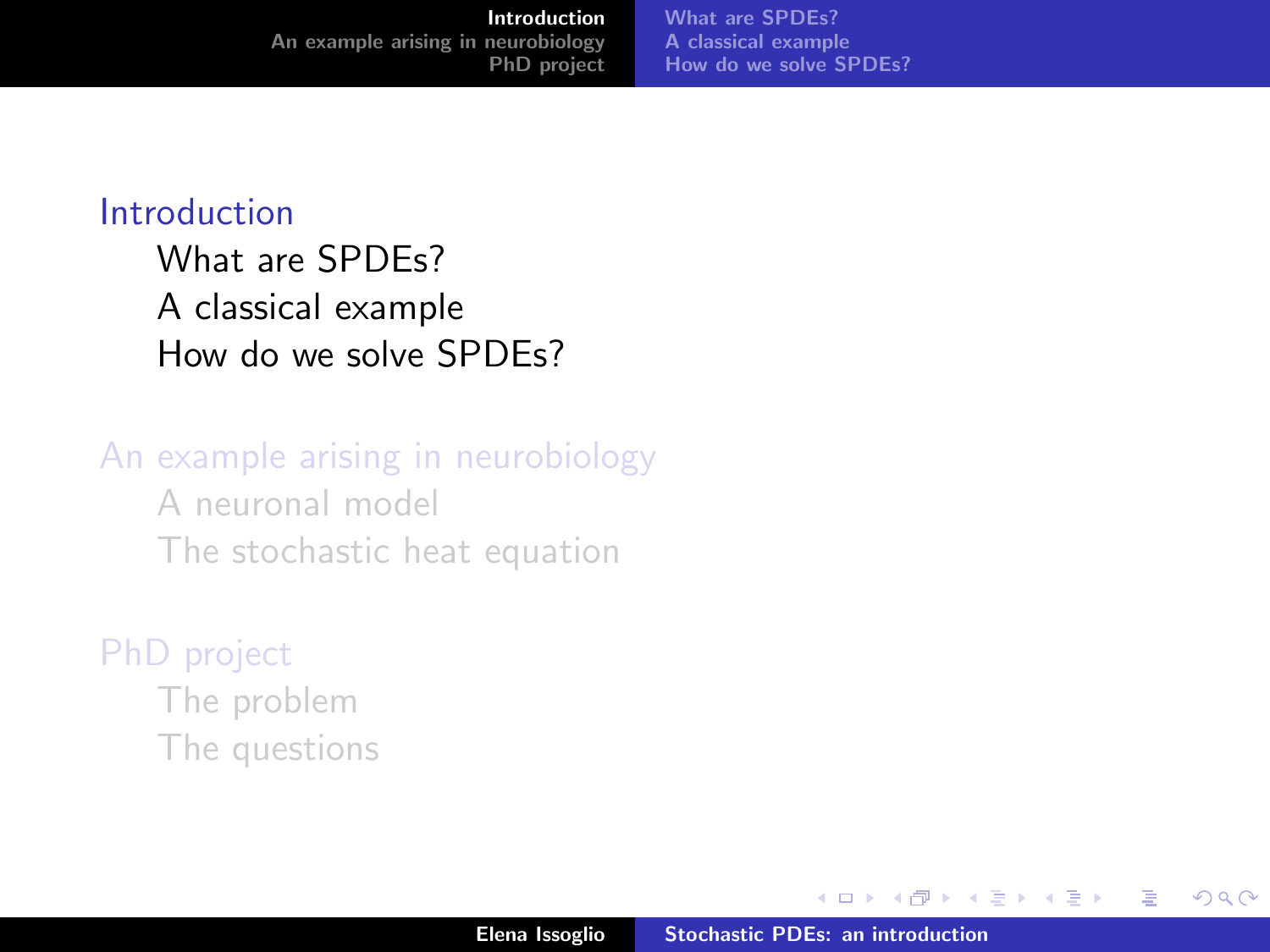## Introduction

- What are SPDEs?
- A classical example
- How do we solve SPDEs?

## An example arising in neurobiology

- A neuronal model
- The stochastic heat equation

## PhD project

- The problem
- The questions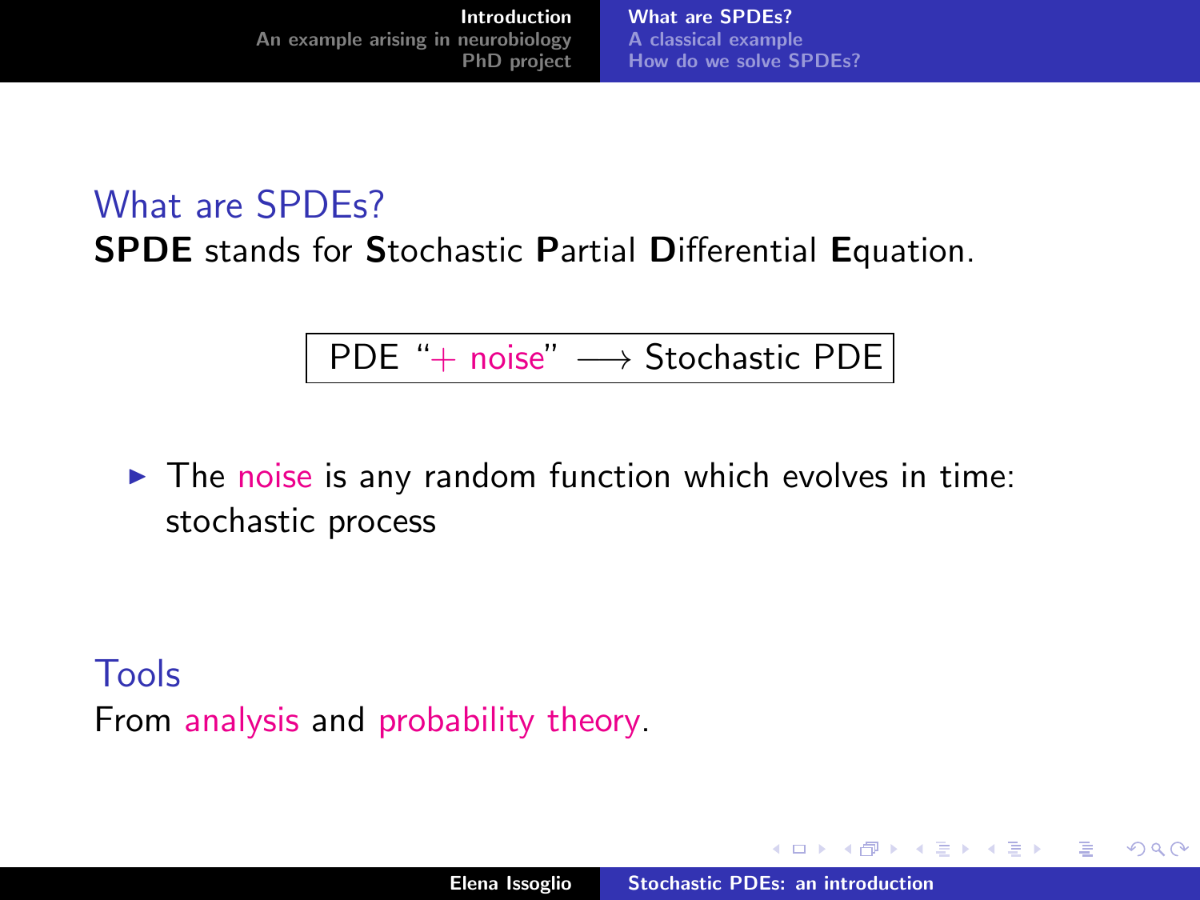## What are SPDEs?

**SPDE** stands for **S**tochastic **P**artial **D**ifferential **E**quation.

PDE "+ noise" $\longrightarrow$ Stochastic PDE

- The noise is any random function which evolves in time: stochastic process

## Tools

From analysis and probability theory.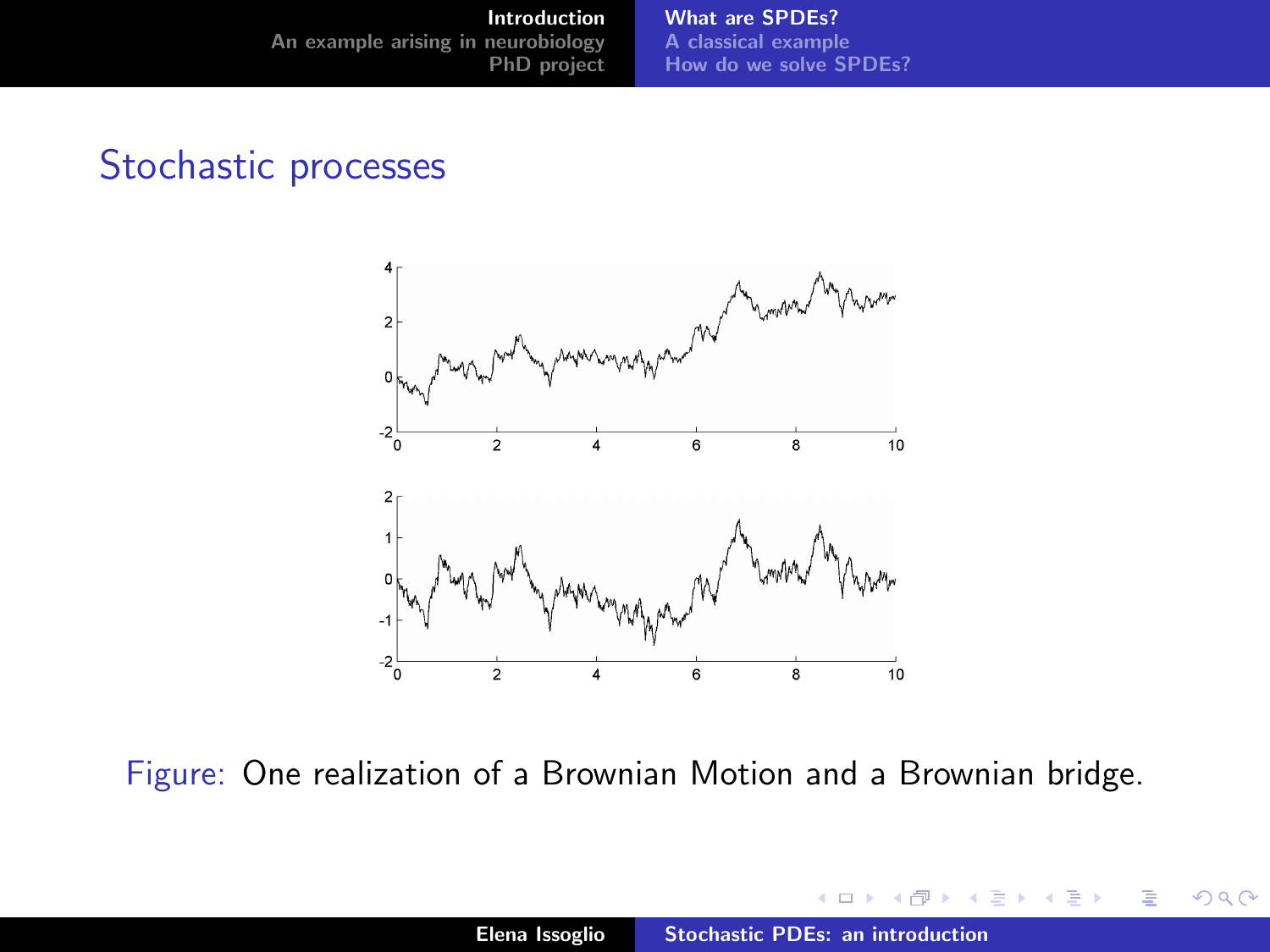## Stochastic processes

Figure: One realization of a Brownian Motion and a Brownian bridge.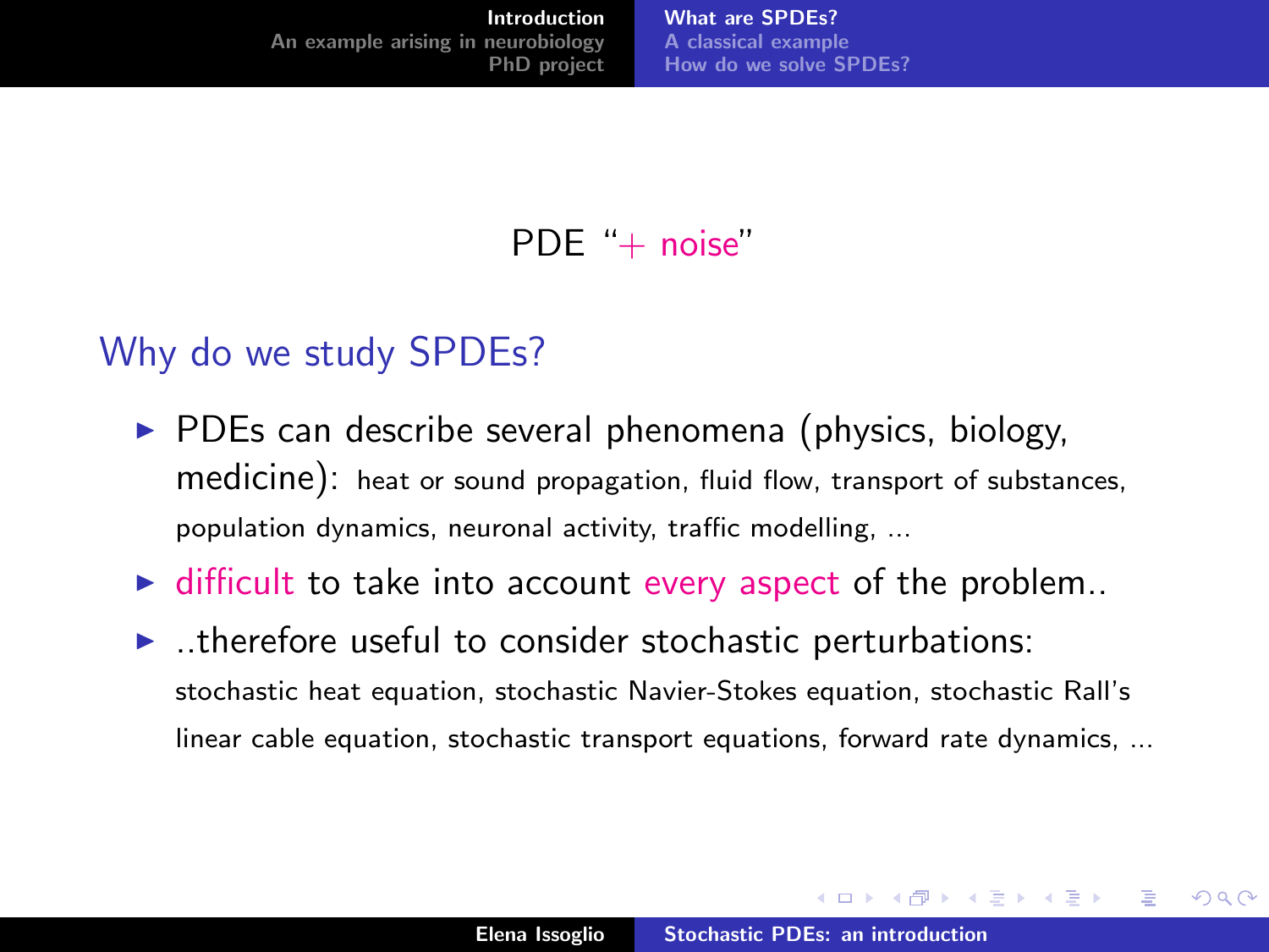PDE "+ noise"

## Why do we study SPDEs?

- PDEs can describe several phenomena (physics, biology, medicine): heat or sound propagation, fluid flow, transport of substances, population dynamics, neuronal activity, traffic modelling, ...
- difficult to take into account every aspect of the problem..
- ..therefore useful to consider stochastic perturbations: stochastic heat equation, stochastic Navier-Stokes equation, stochastic Rall's linear cable equation, stochastic transport equations, forward rate dynamics, ...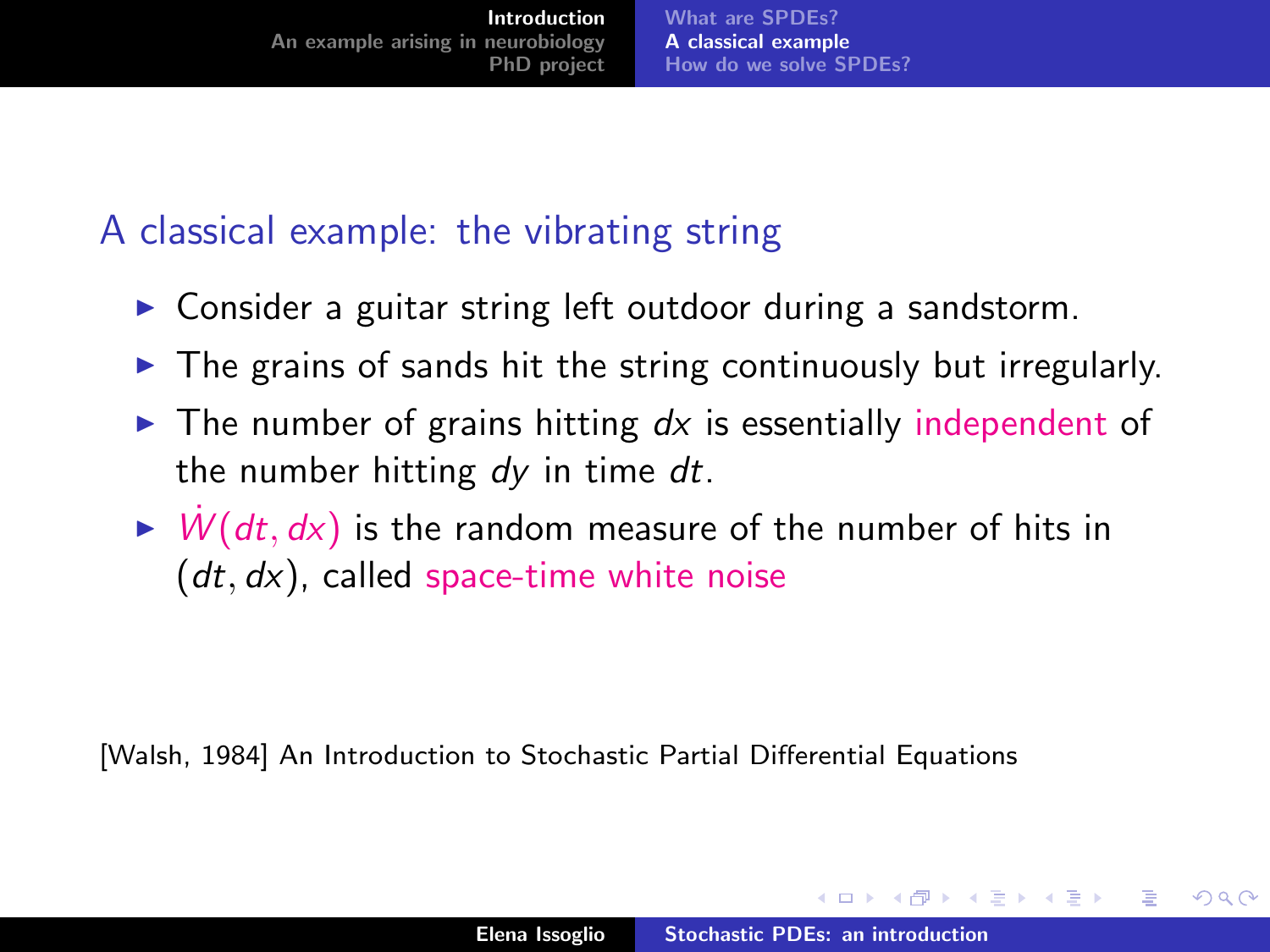## A classical example: the vibrating string

- Consider a guitar string left outdoor during a sandstorm.
- The grains of sands hit the string continuously but irregularly.
- The number of grains hitting $dx$ is essentially independent of the number hitting $dy$ in time $dt$.
- $\dot{W}(dt, dx)$ is the random measure of the number of hits in $(dt, dx)$, called space-time white noise

[Walsh, 1984] An Introduction to Stochastic Partial Differential Equations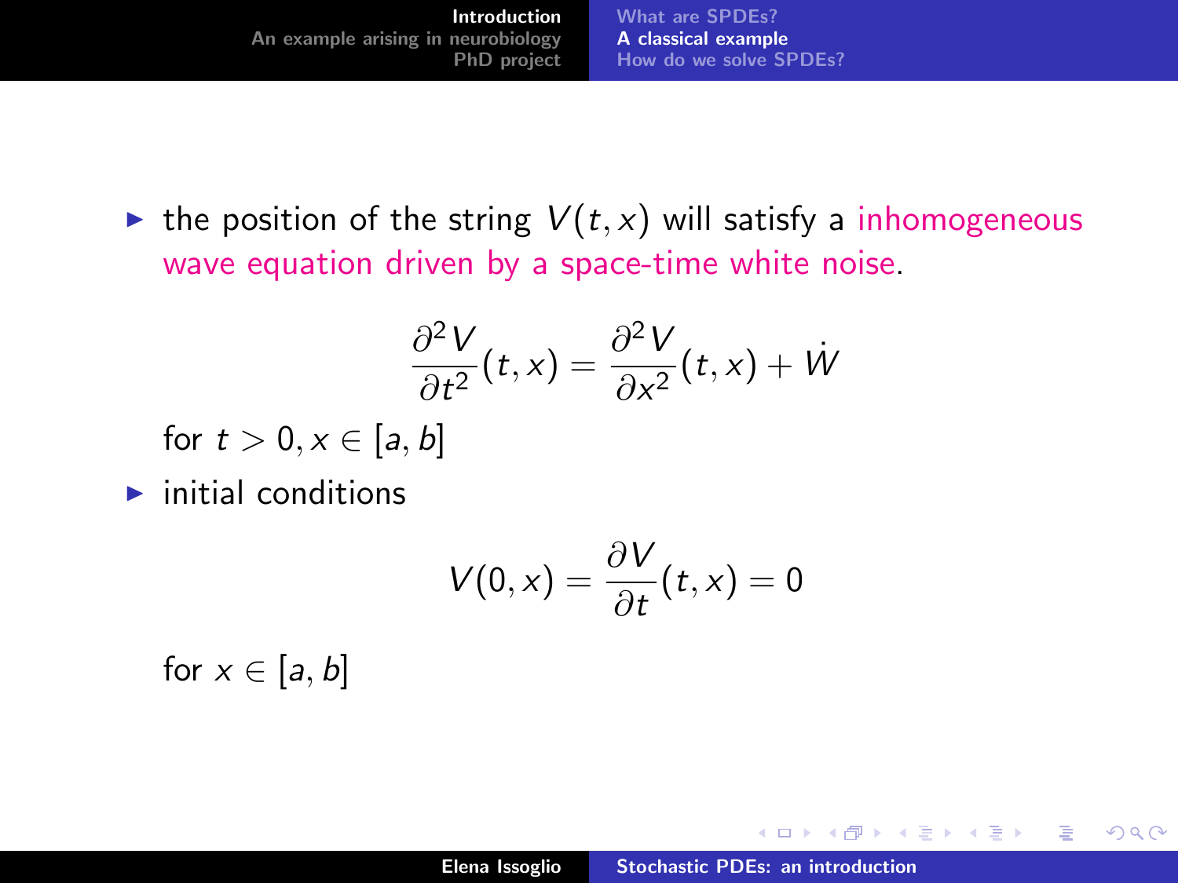- the position of the string $V(t, x)$ will satisfy a inhomogeneous wave equation driven by a space-time white noise.

$$\frac{\partial^2 V}{\partial t^2}(t, x) = \frac{\partial^2 V}{\partial x^2}(t, x) + \dot{W}$$

for $t > 0, x \in [a, b]$

- initial conditions

$$V(0, x) = \frac{\partial V}{\partial t}(t, x) = 0$$

for $x \in [a, b]$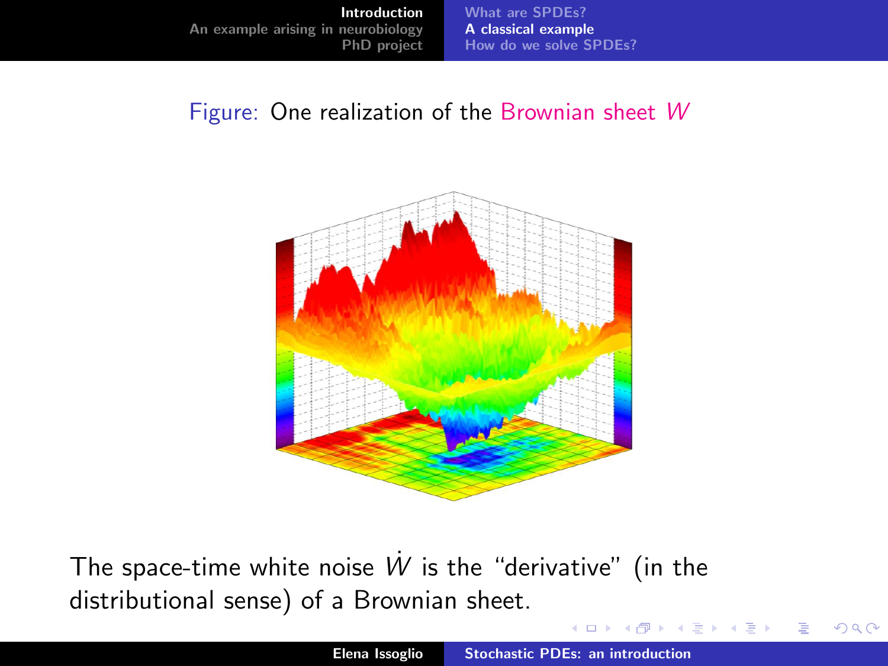Figure: One realization of the Brownian sheet $W$

The space-time white noise $\dot{W}$ is the "derivative" (in the distributional sense) of a Brownian sheet.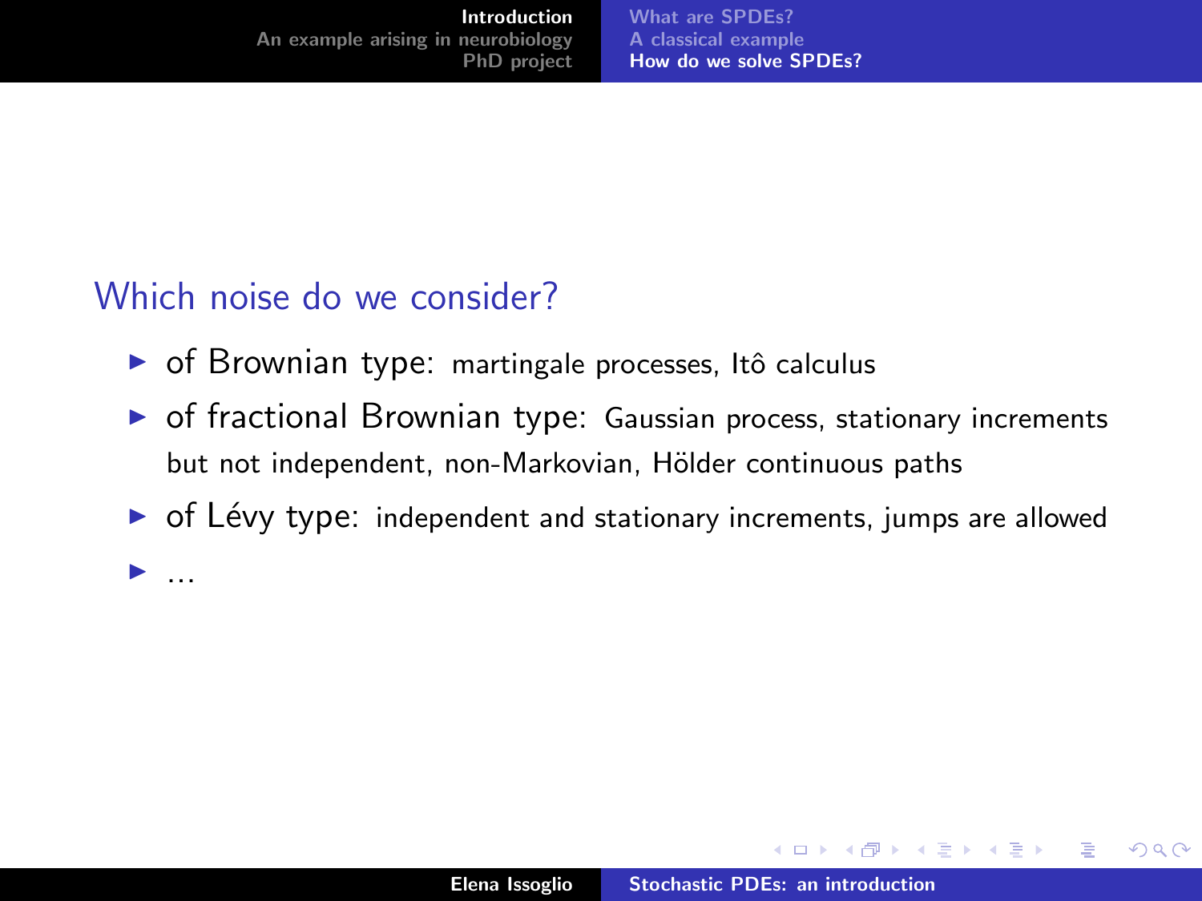## Which noise do we consider?

- of Brownian type: martingale processes, Itô calculus
- of fractional Brownian type: Gaussian process, stationary increments but not independent, non-Markovian, Hölder continuous paths
- of Lévy type: independent and stationary increments, jumps are allowed
- ...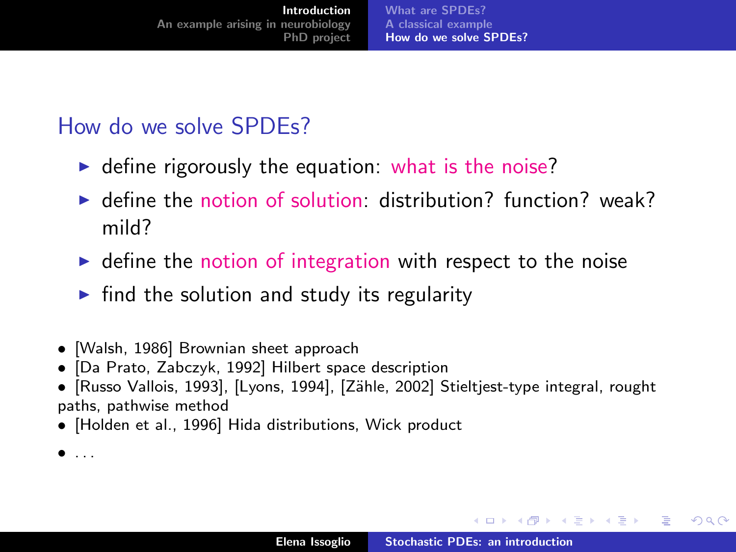## How do we solve SPDEs?

- define rigorously the equation: what is the noise?
- define the notion of solution: distribution? function? weak? mild?
- define the notion of integration with respect to the noise
- find the solution and study its regularity

- [Walsh, 1986] Brownian sheet approach
- [Da Prato, Zabczyk, 1992] Hilbert space description
- [Russo Vallois, 1993], [Lyons, 1994], [Zähle, 2002] Stieltjest-type integral, rought paths, pathwise method
- [Holden et al., 1996] Hida distributions, Wick product
- ...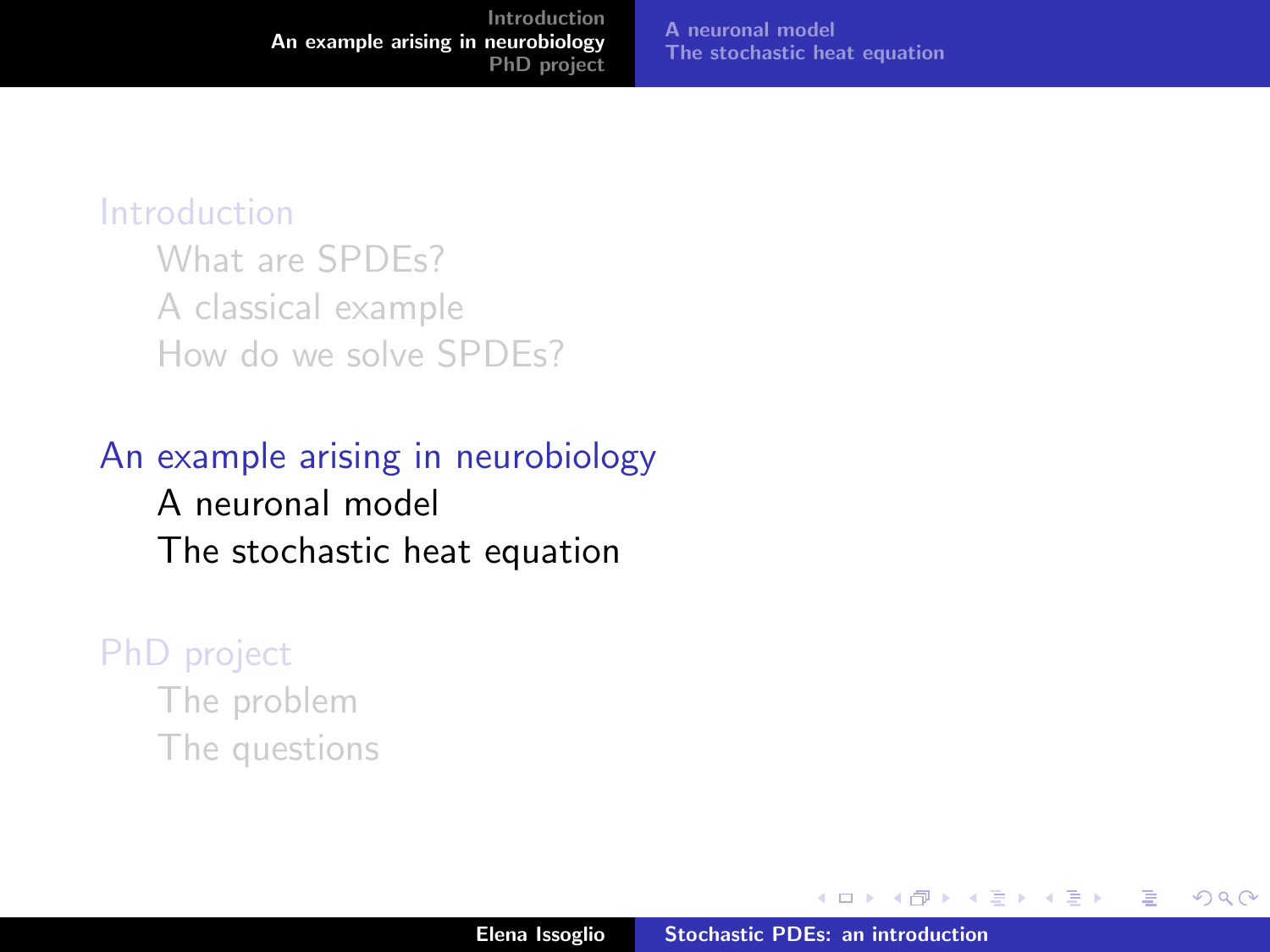Introduction

- What are SPDEs?
- A classical example
- How do we solve SPDEs?

## An example arising in neurobiology

- A neuronal model
- The stochastic heat equation

PhD project

- The problem
- The questions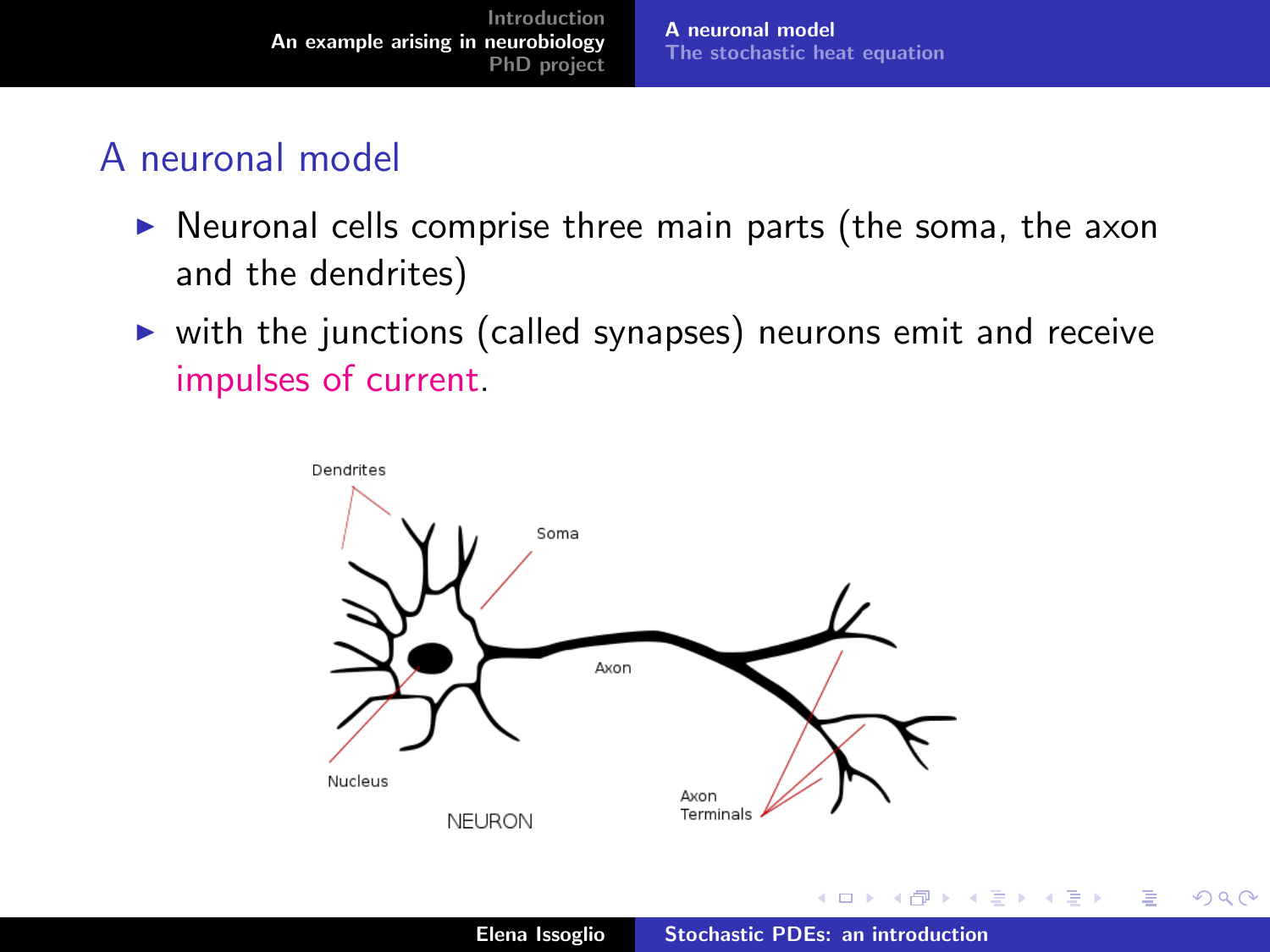# A neuronal model

- Neuronal cells comprise three main parts (the soma, the axon and the dendrites)
- with the junctions (called synapses) neurons emit and receive impulses of current.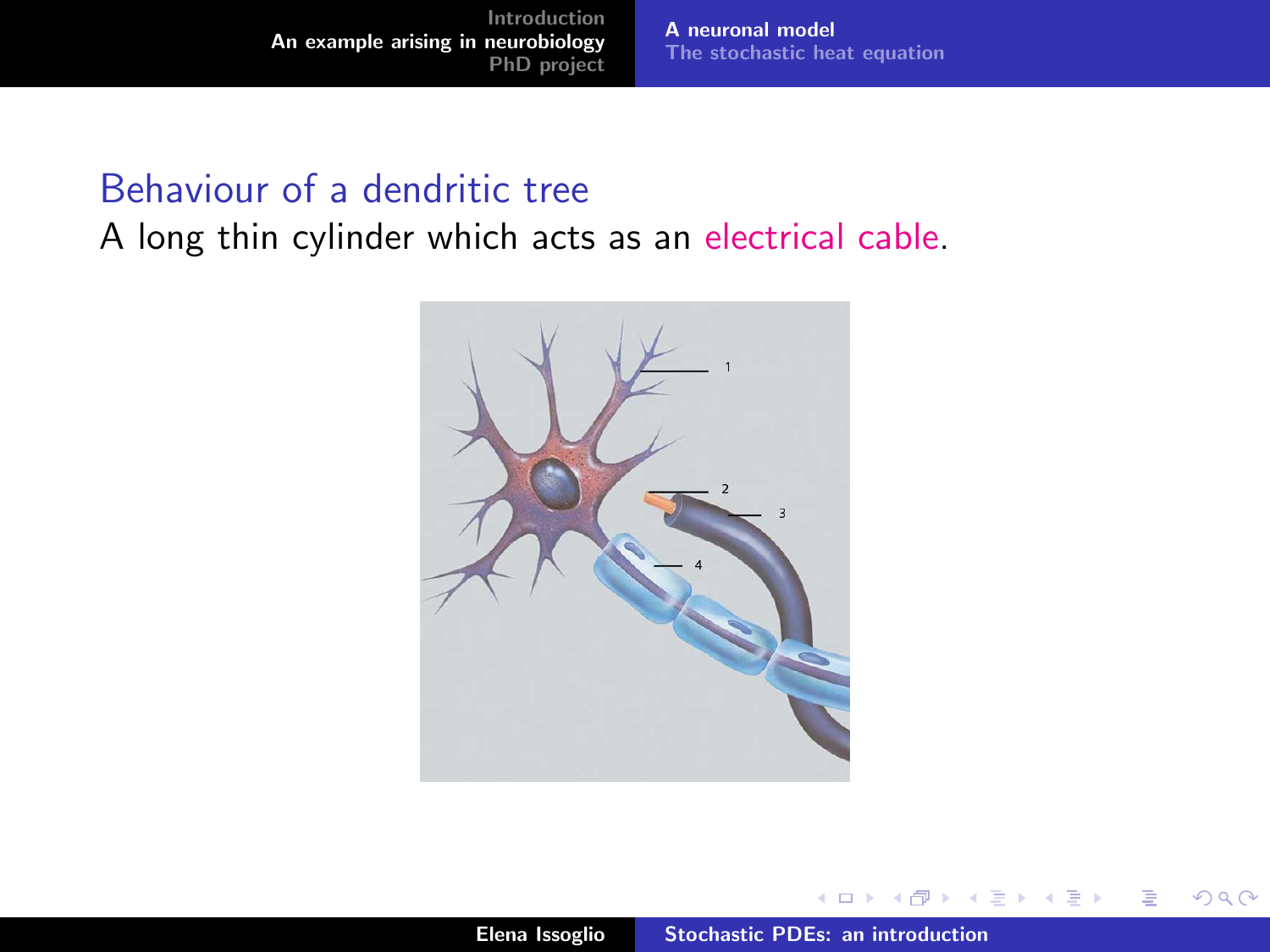## Behaviour of a dendritic tree

A long thin cylinder which acts as an electrical cable.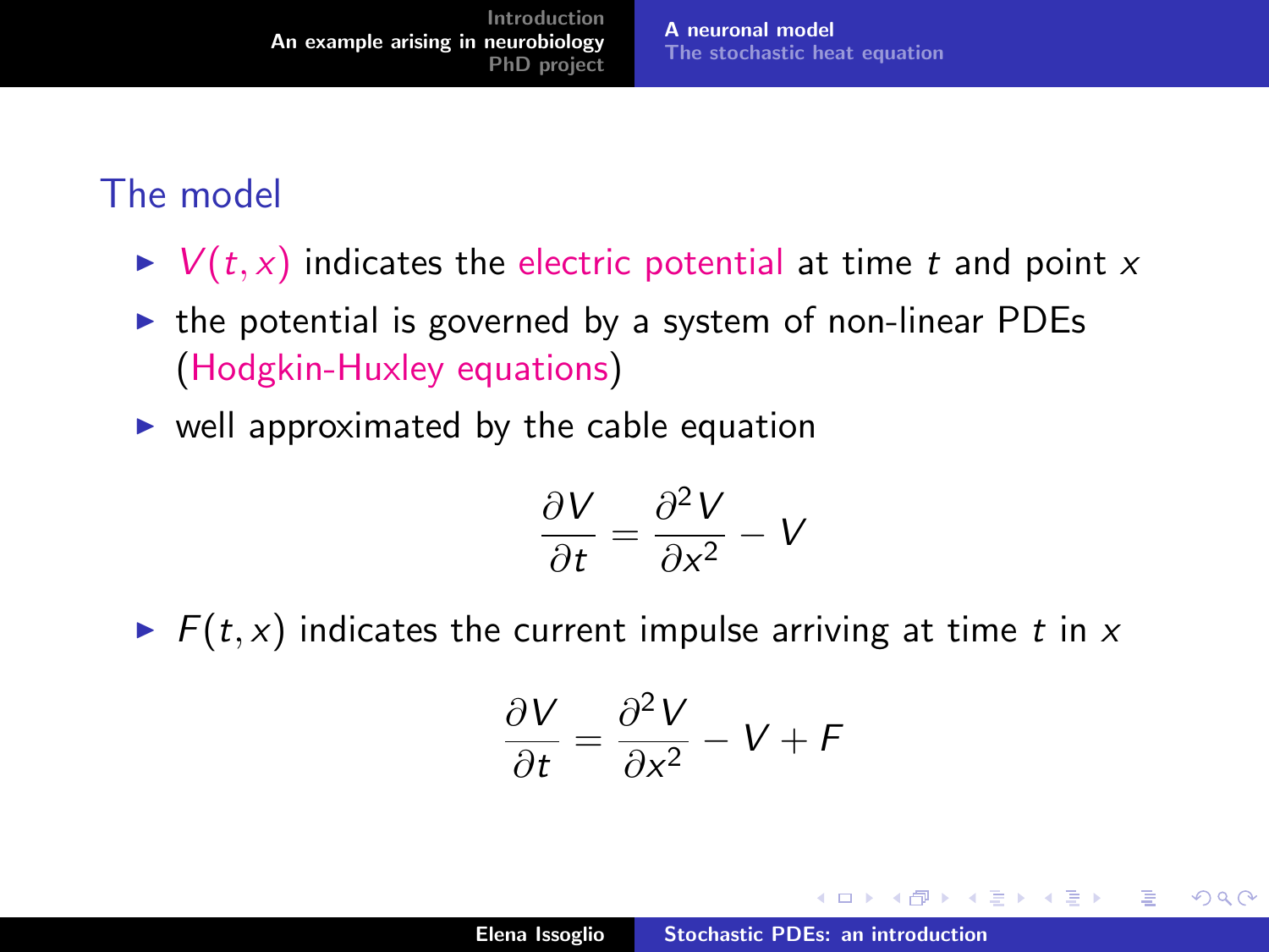## The model

- $V(t,x)$ indicates the electric potential at time $t$ and point $x$
- the potential is governed by a system of non-linear PDEs (Hodgkin-Huxley equations)
- well approximated by the cable equation

$$\frac{\partial V}{\partial t} = \frac{\partial^2 V}{\partial x^2} - V$$

- $F(t,x)$ indicates the current impulse arriving at time $t$ in $x$

$$\frac{\partial V}{\partial t} = \frac{\partial^2 V}{\partial x^2} - V + F$$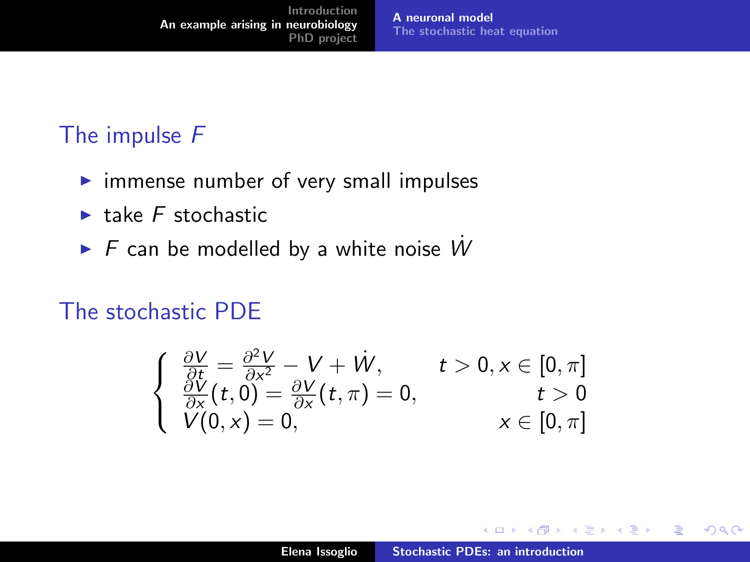## The impulse $F$

- immense number of very small impulses
- take $F$ stochastic
- $F$ can be modelled by a white noise $\dot{W}$

## The stochastic PDE

$$
\begin{cases}
\frac{\partial V}{\partial t} = \frac{\partial^2 V}{\partial x^2} - V + \dot{W}, & t > 0, x \in [0, \pi] \\
\frac{\partial V}{\partial x}(t, 0) = \frac{\partial V}{\partial x}(t, \pi) = 0, & t > 0 \\
V(0, x) = 0, & x \in [0, \pi]
\end{cases}
$$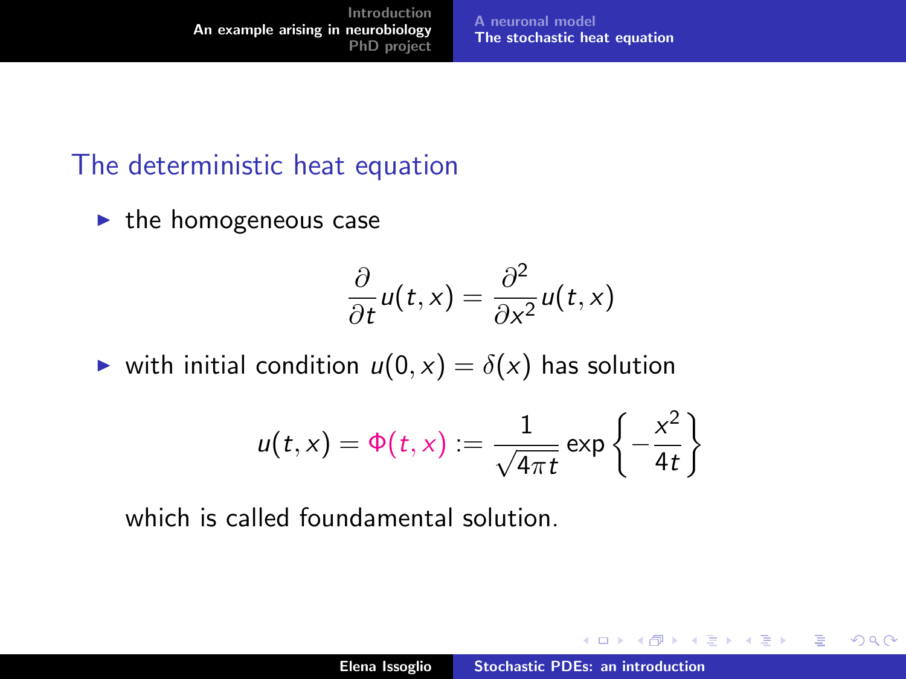## The deterministic heat equation

- the homogeneous case

$$\frac{\partial}{\partial t}u(t,x) = \frac{\partial^2}{\partial x^2}u(t,x)$$

- with initial condition $u(0,x) = \delta(x)$ has solution

$$u(t,x) = \Phi(t,x) := \frac{1}{\sqrt{4\pi t}} \exp\left\{-\frac{x^2}{4t}\right\}$$

which is called foundamental solution.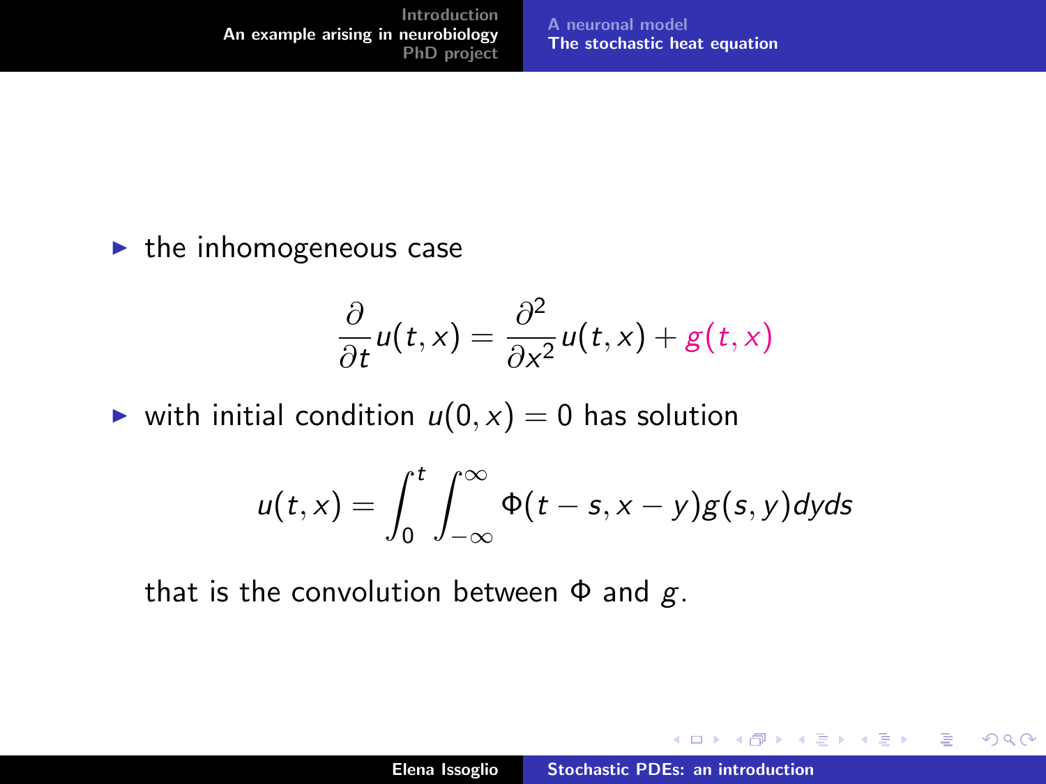- the inhomogeneous case

$$\frac{\partial}{\partial t}u(t,x) = \frac{\partial^2}{\partial x^2}u(t,x) + g(t,x)$$

- with initial condition $u(0,x) = 0$ has solution

$$u(t,x) = \int_0^t \int_{-\infty}^{\infty} \Phi(t-s, x-y) g(s,y) dy ds$$

that is the convolution between $\Phi$ and $g$.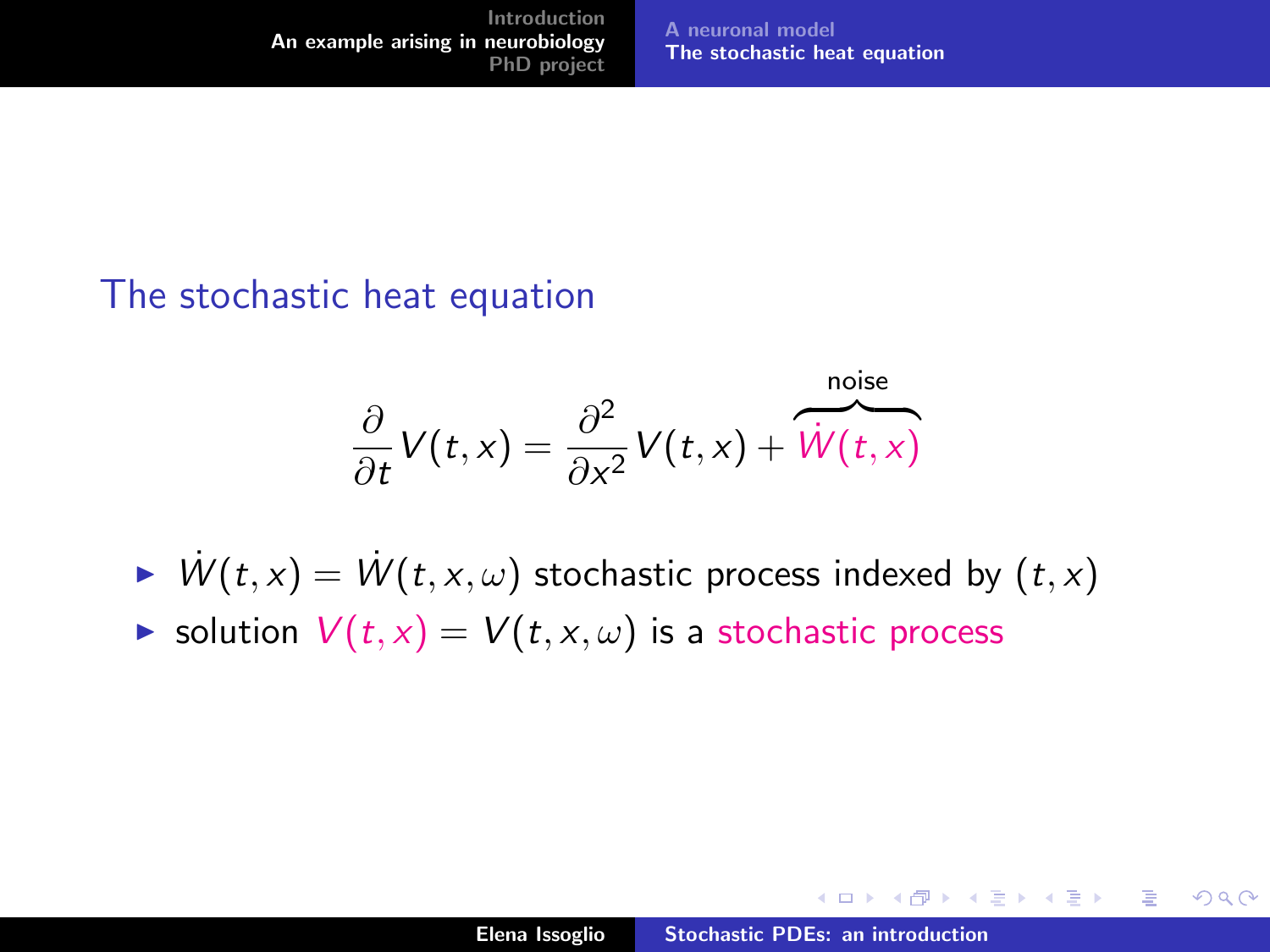## The stochastic heat equation

$$\frac{\partial}{\partial t} V(t,x) = \frac{\partial^2}{\partial x^2} V(t,x) + \overbrace{\dot{W}(t,x)}^{\text{noise}}$$

- $\dot{W}(t,x) = \dot{W}(t,x,\omega)$ stochastic process indexed by $(t,x)$
- solution $V(t,x) = V(t,x,\omega)$ is a stochastic process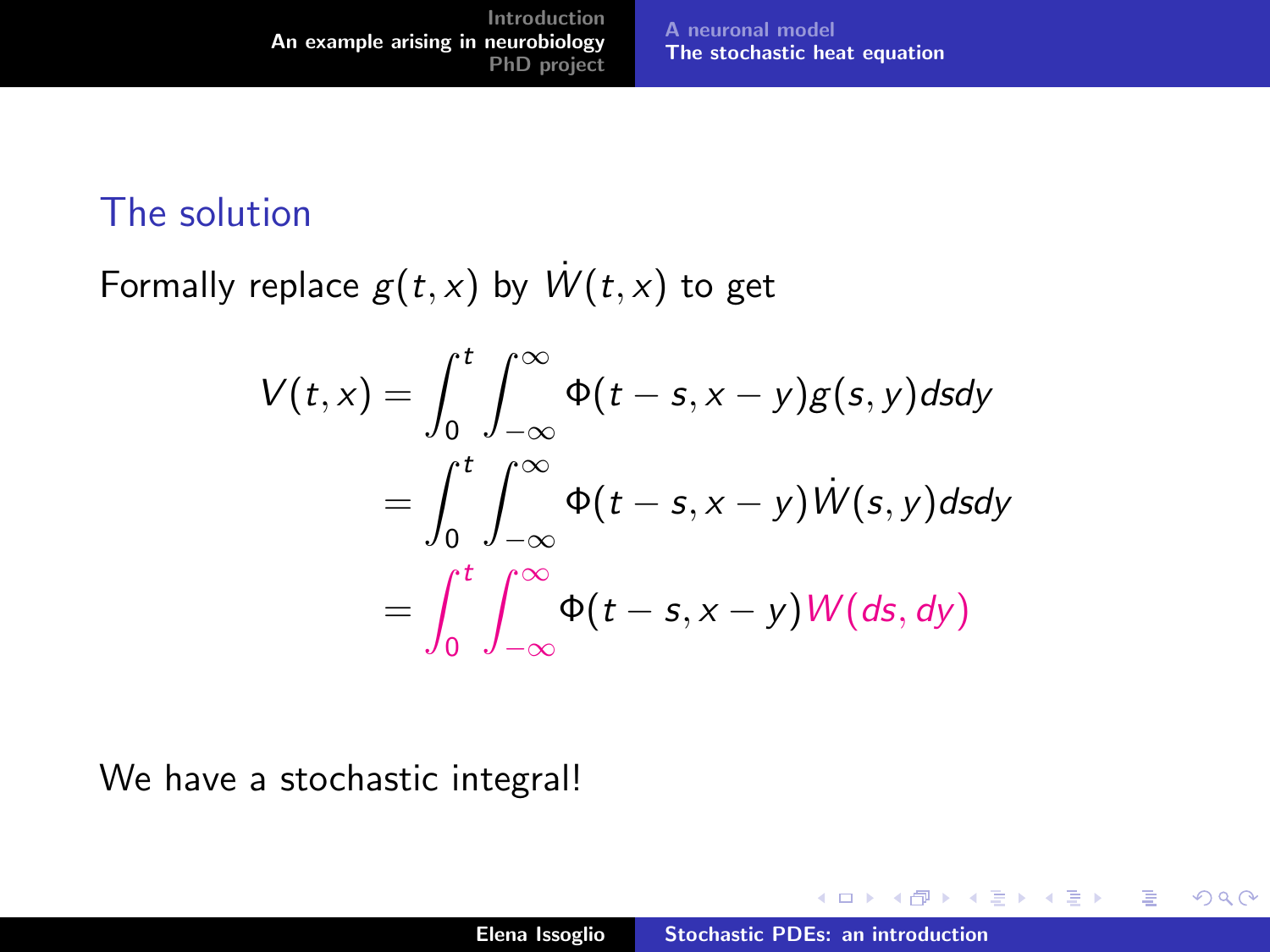## The solution

Formally replace $g(t, x)$ by $\dot{W}(t, x)$ to get

$$
\begin{aligned}
V(t,x) &= \int_0^t \int_{-\infty}^{\infty} \Phi(t-s, x-y) g(s,y) ds dy \\
&= \int_0^t \int_{-\infty}^{\infty} \Phi(t-s, x-y) \dot{W}(s,y) ds dy \\
&= \int_0^t \int_{-\infty}^{\infty} \Phi(t-s, x-y) W(ds, dy)
\end{aligned}
$$

We have a stochastic integral!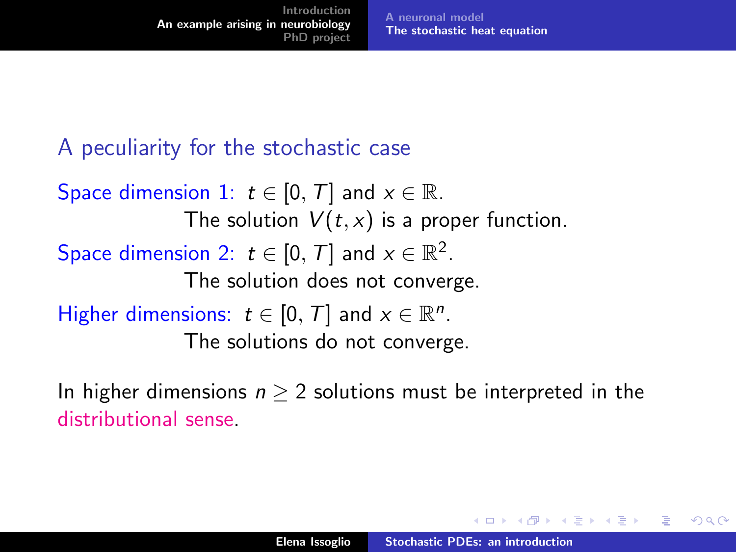## A peculiarity for the stochastic case

Space dimension 1: $t \in [0, T]$ and $x \in \mathbb{R}$.

The solution $V(t, x)$ is a proper function.

Space dimension 2: $t \in [0, T]$ and $x \in \mathbb{R}^2$.

The solution does not converge.

Higher dimensions: $t \in [0, T]$ and $x \in \mathbb{R}^n$.

The solutions do not converge.

In higher dimensions $n \geq 2$ solutions must be interpreted in the distributional sense.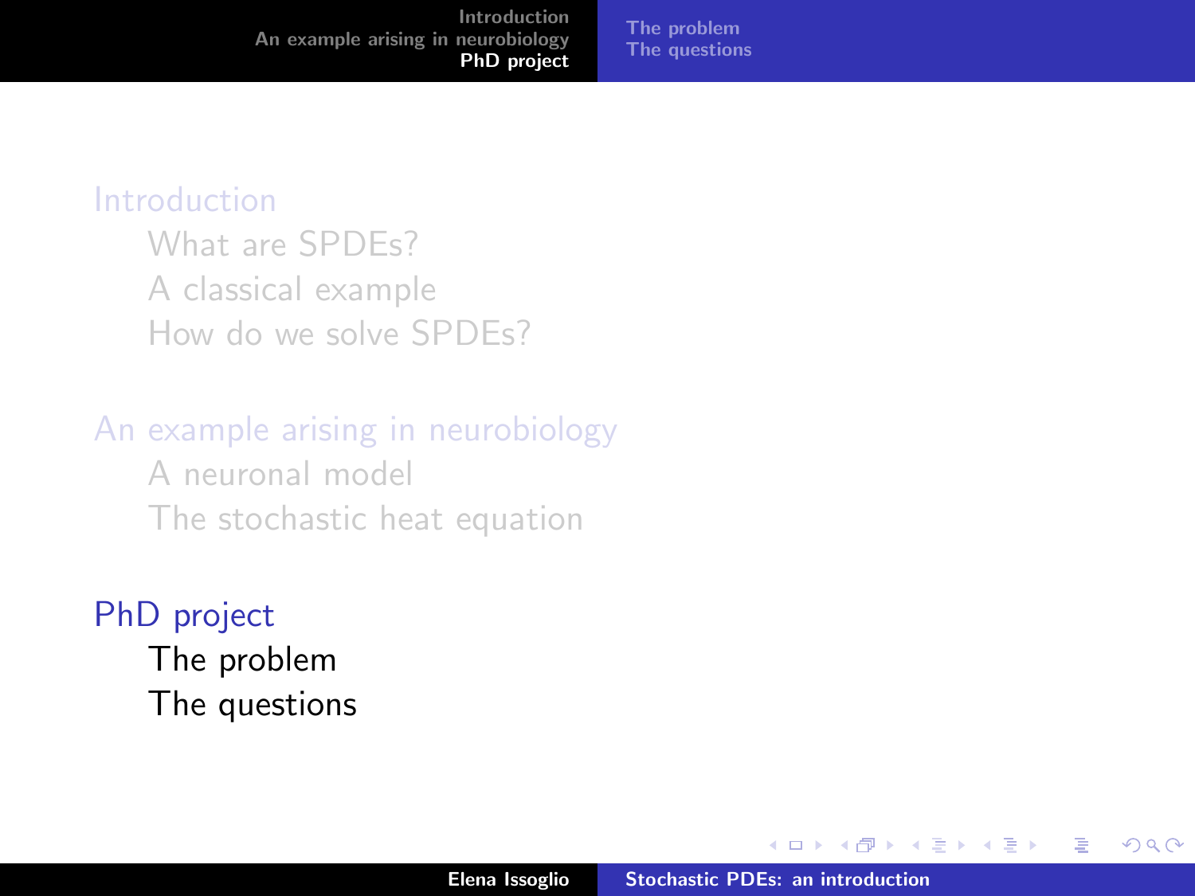Introduction

- What are SPDEs?
- A classical example
- How do we solve SPDEs?

An example arising in neurobiology

- A neuronal model
- The stochastic heat equation

PhD project

- The problem
- The questions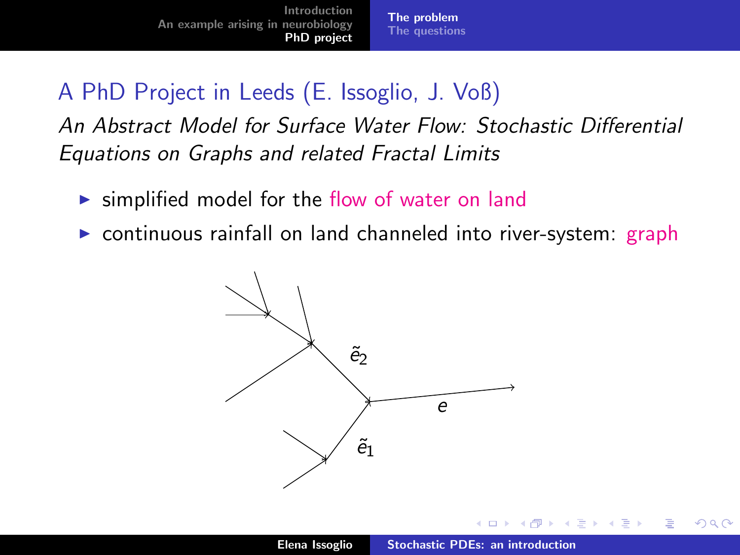## A PhD Project in Leeds (E. Issoglio, J. Voß)

*An Abstract Model for Surface Water Flow: Stochastic Differential Equations on Graphs and related Fractal Limits*

- simplified model for the flow of water on land
- continuous rainfall on land channeled into river-system: graph

$\tilde{e}_2$

$e$

$\tilde{e}_1$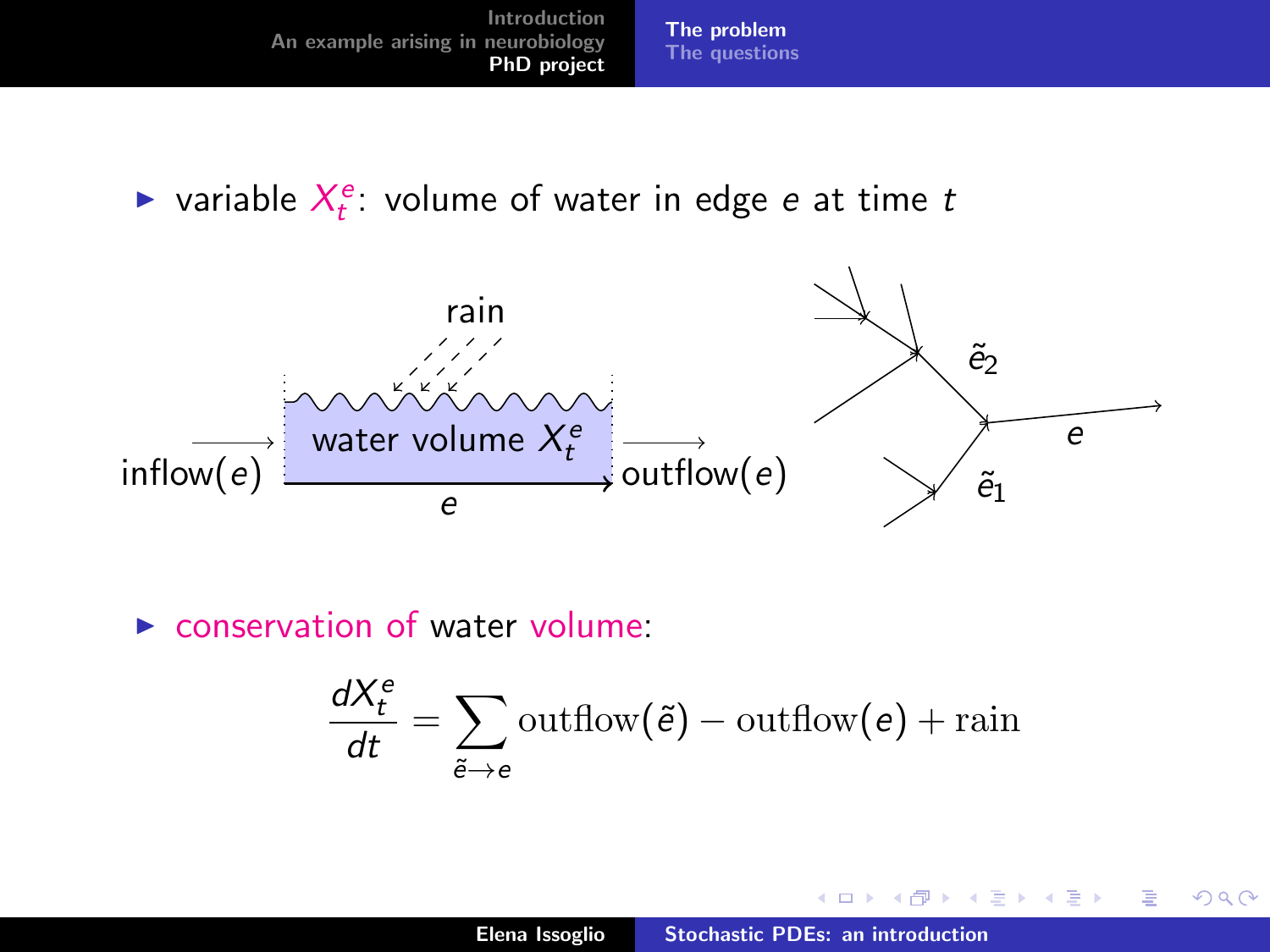- variable $X_t^e$: volume of water in edge $e$ at time $t$

- conservation of water volume:

$$\frac{dX_t^e}{dt} = \sum_{\tilde{e} \to e} \text{outflow}(\tilde{e}) - \text{outflow}(e) + \text{rain}$$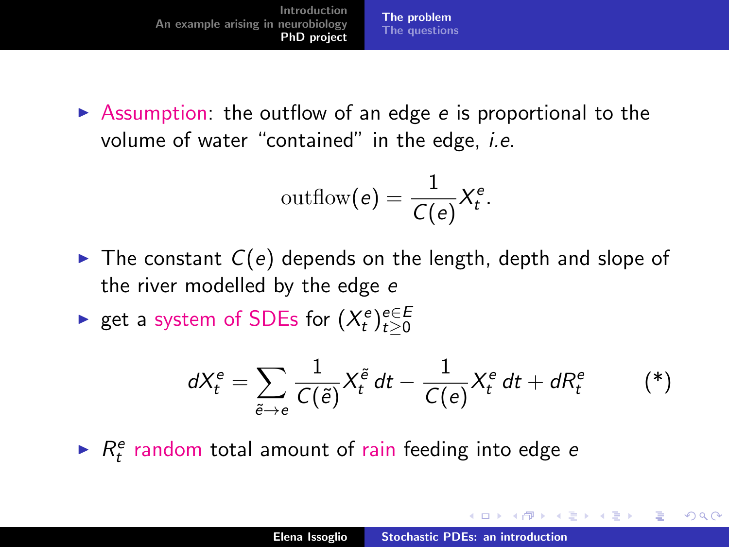- Assumption: the outflow of an edge $e$ is proportional to the volume of water "contained" in the edge, *i.e.*

$$\text{outflow}(e) = \frac{1}{C(e)} X_t^e.$$

- The constant $C(e)$ depends on the length, depth and slope of the river modelled by the edge $e$
- get a system of SDEs for $(X_t^e)_{t \geq 0}^{e \in E}$

$$dX_t^e = \sum_{\tilde{e} \to e} \frac{1}{C(\tilde{e})} X_t^{\tilde{e}} \, dt - \frac{1}{C(e)} X_t^e \, dt + dR_t^e \qquad (*)$$

- $R_t^e$ random total amount of rain feeding into edge $e$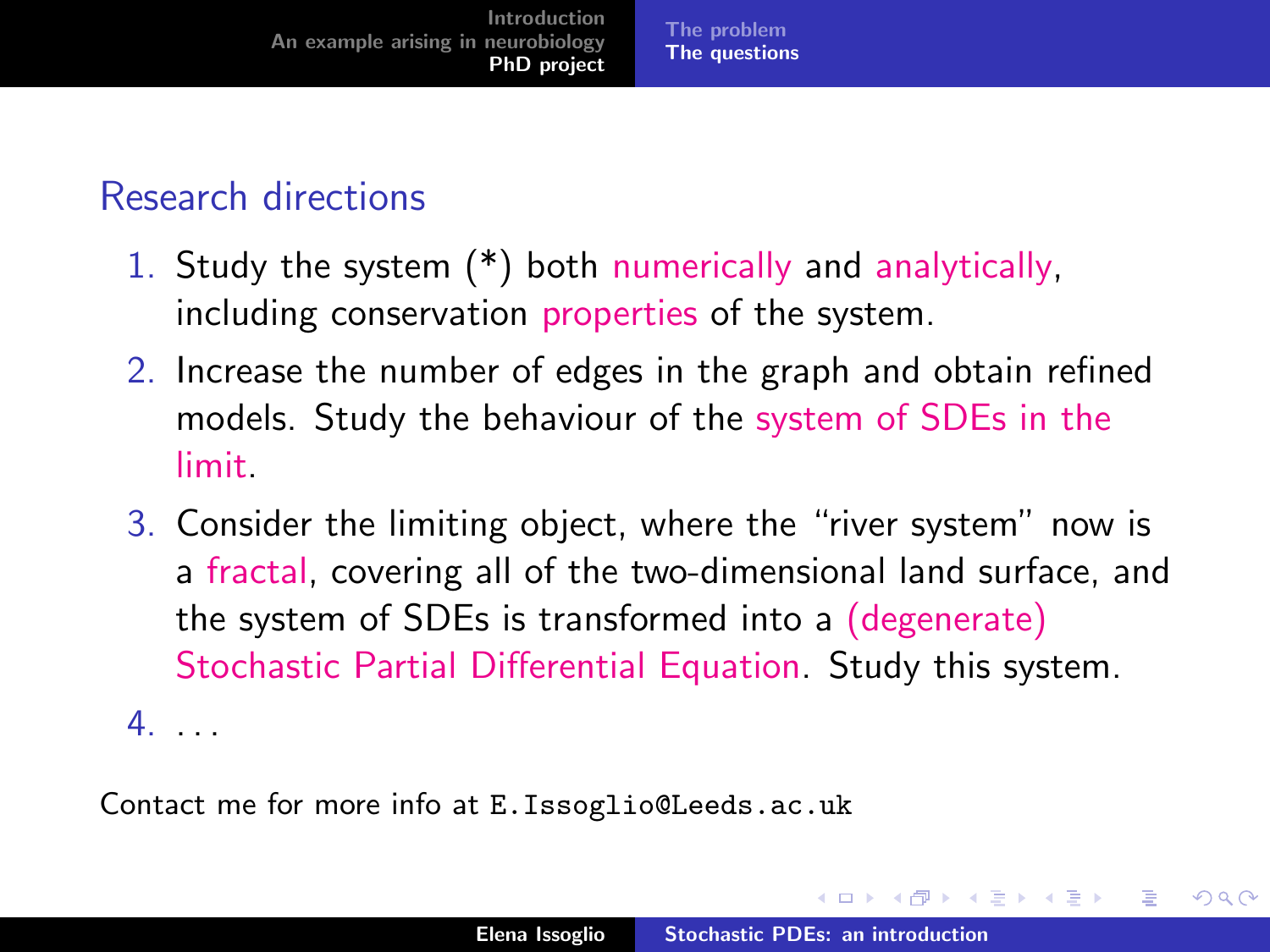## Research directions

1. Study the system (*) both numerically and analytically, including conservation properties of the system.
2. Increase the number of edges in the graph and obtain refined models. Study the behaviour of the system of SDEs in the limit.
3. Consider the limiting object, where the "river system" now is a fractal, covering all of the two-dimensional land surface, and the system of SDEs is transformed into a (degenerate) Stochastic Partial Differential Equation. Study this system.
4. ...

Contact me for more info at `E.Issoglio@Leeds.ac.uk`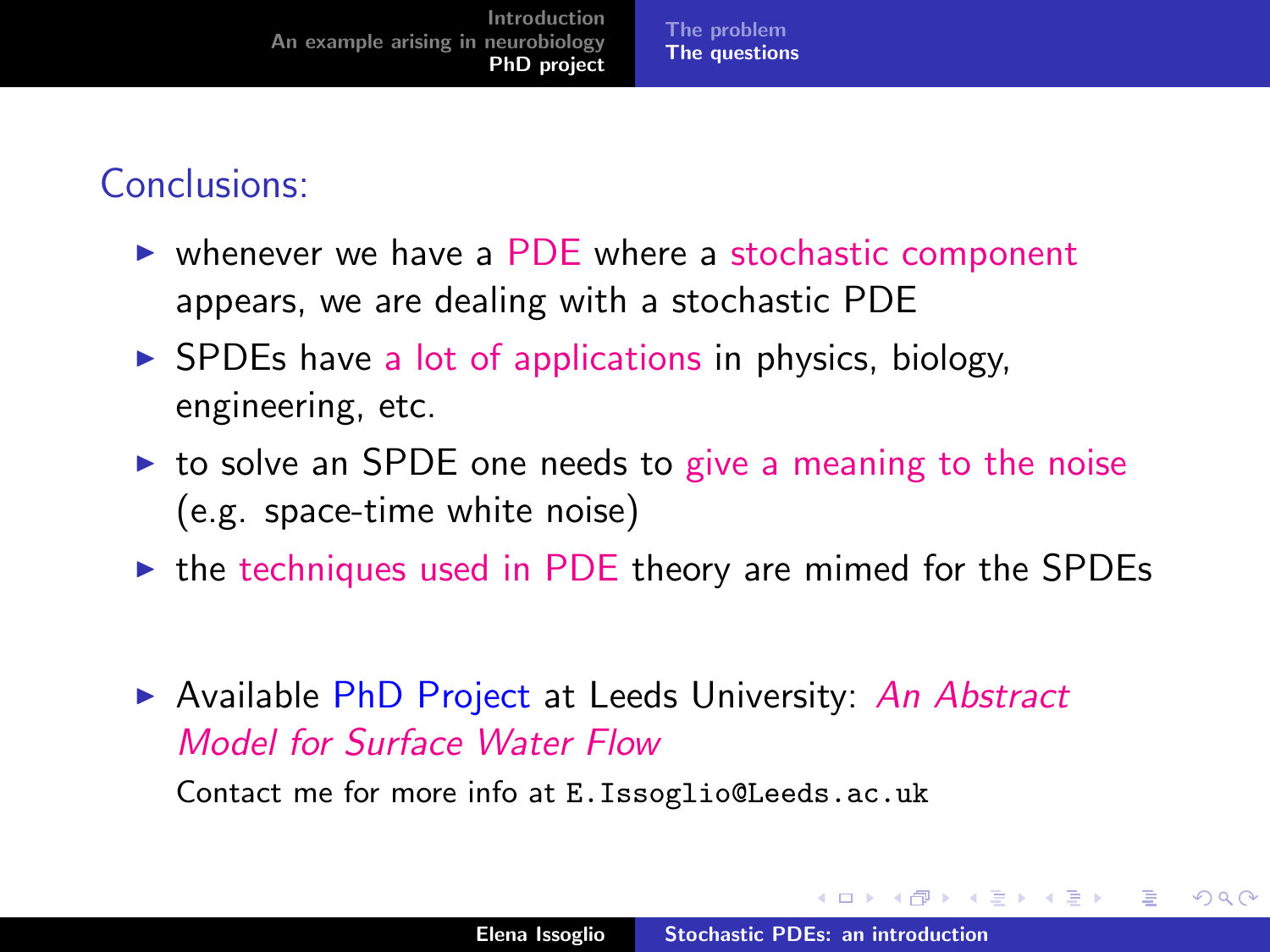## Conclusions:

- whenever we have a PDE where a stochastic component appears, we are dealing with a stochastic PDE
- SPDEs have a lot of applications in physics, biology, engineering, etc.
- to solve an SPDE one needs to give a meaning to the noise (e.g. space-time white noise)
- the techniques used in PDE theory are mimed for the SPDEs

- Available PhD Project at Leeds University: *An Abstract Model for Surface Water Flow*

  Contact me for more info at `E.Issoglio@Leeds.ac.uk`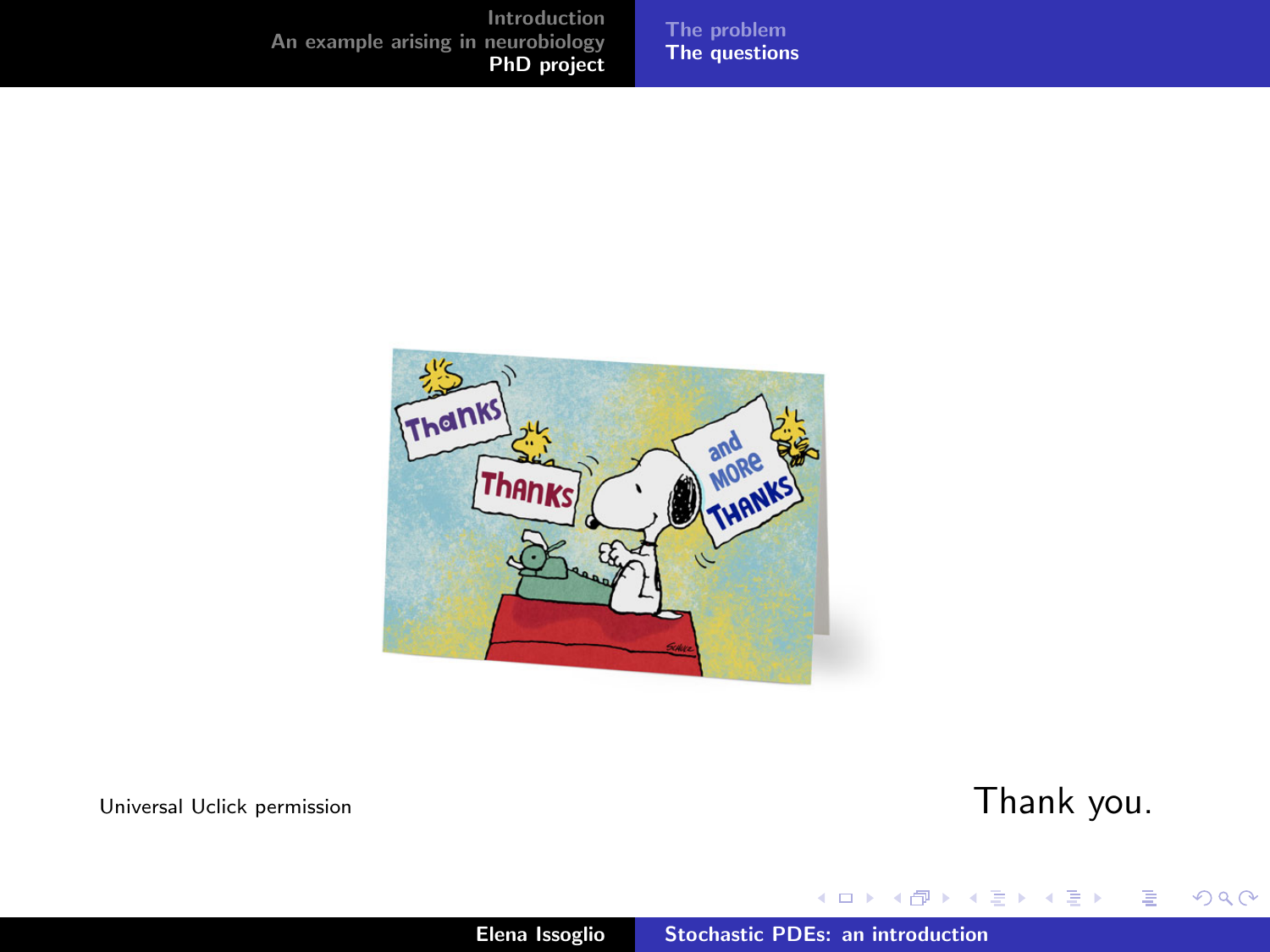Universal Uclick permission

Thank you.